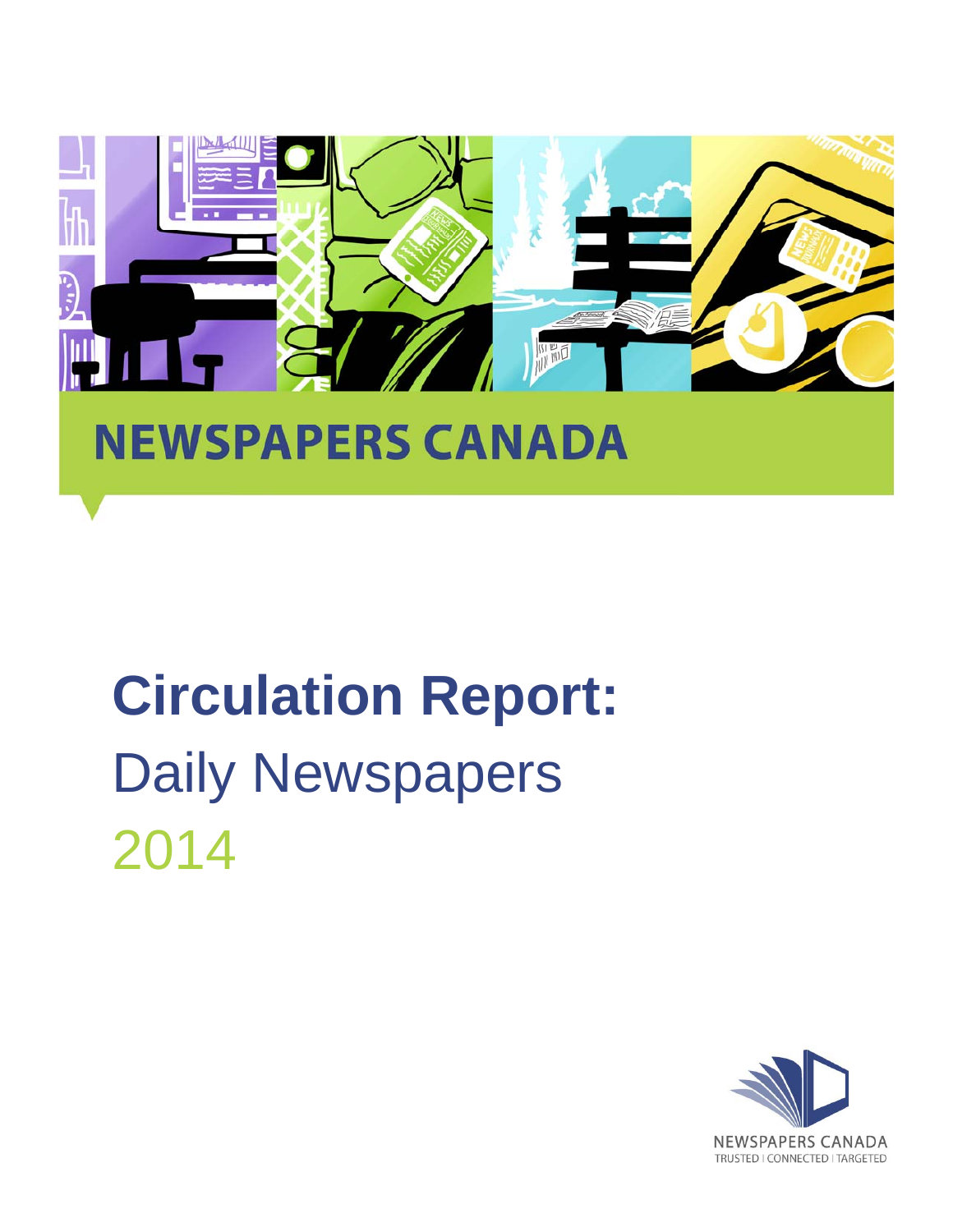NEWSPAPERS CANADA

# Circulation Report:

Daily Newspapers

2014

NEWSPAPERS CANADA
TRUSTED | CONNECTED | TARGETED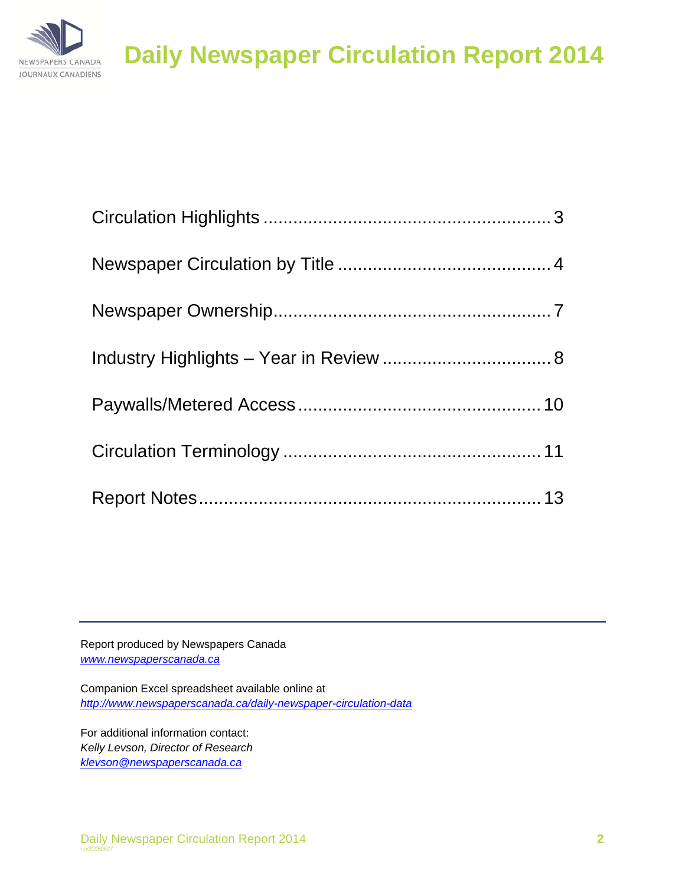# Daily Newspaper Circulation Report 2014

Circulation Highlights ........................................................ 3

Newspaper Circulation by Title .......................................... 4

Newspaper Ownership....................................................... 7

Industry Highlights – Year in Review ................................. 8

Paywalls/Metered Access ................................................ 10

Circulation Terminology ................................................... 11

Report Notes .................................................................... 13

---

Report produced by Newspapers Canada
*www.newspaperscanada.ca*

Companion Excel spreadsheet available online at
*http://www.newspaperscanada.ca/daily-newspaper-circulation-data*

For additional information contact:
*Kelly Levson, Director of Research*
*klevson@newspaperscanada.ca*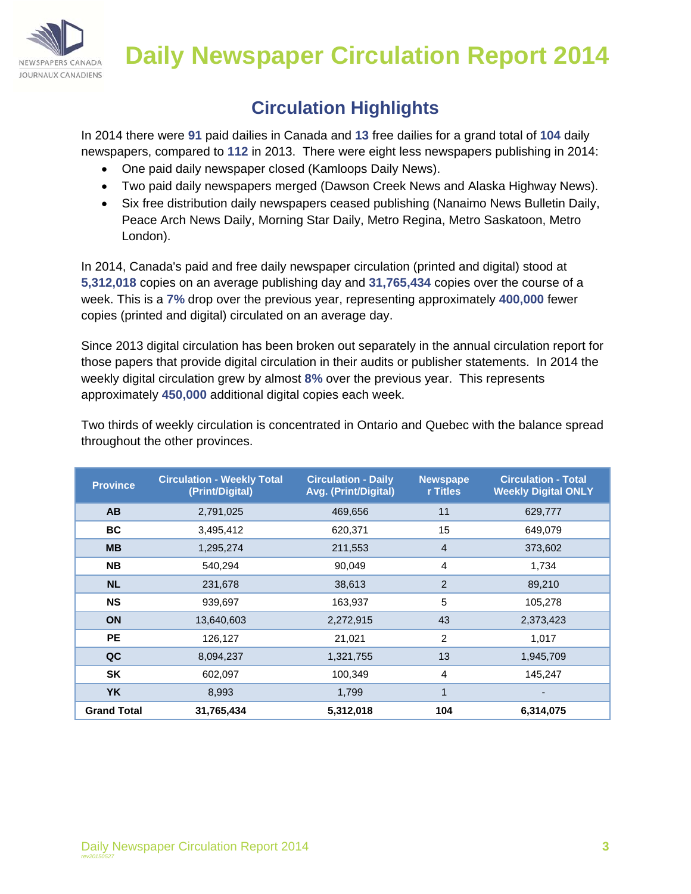# Daily Newspaper Circulation Report 2014

## Circulation Highlights

In 2014 there were **91** paid dailies in Canada and **13** free dailies for a grand total of **104** daily newspapers, compared to **112** in 2013. There were eight less newspapers publishing in 2014:

- One paid daily newspaper closed (Kamloops Daily News).
- Two paid daily newspapers merged (Dawson Creek News and Alaska Highway News).
- Six free distribution daily newspapers ceased publishing (Nanaimo News Bulletin Daily, Peace Arch News Daily, Morning Star Daily, Metro Regina, Metro Saskatoon, Metro London).

In 2014, Canada's paid and free daily newspaper circulation (printed and digital) stood at **5,312,018** copies on an average publishing day and **31,765,434** copies over the course of a week. This is a **7%** drop over the previous year, representing approximately **400,000** fewer copies (printed and digital) circulated on an average day.

Since 2013 digital circulation has been broken out separately in the annual circulation report for those papers that provide digital circulation in their audits or publisher statements. In 2014 the weekly digital circulation grew by almost **8%** over the previous year. This represents approximately **450,000** additional digital copies each week.

Two thirds of weekly circulation is concentrated in Ontario and Quebec with the balance spread throughout the other provinces.

| Province | Circulation - Weekly Total (Print/Digital) | Circulation - Daily Avg. (Print/Digital) | Newspaper Titles | Circulation - Total Weekly Digital ONLY |
|---|---|---|---|---|
| AB | 2,791,025 | 469,656 | 11 | 629,777 |
| BC | 3,495,412 | 620,371 | 15 | 649,079 |
| MB | 1,295,274 | 211,553 | 4 | 373,602 |
| NB | 540,294 | 90,049 | 4 | 1,734 |
| NL | 231,678 | 38,613 | 2 | 89,210 |
| NS | 939,697 | 163,937 | 5 | 105,278 |
| ON | 13,640,603 | 2,272,915 | 43 | 2,373,423 |
| PE | 126,127 | 21,021 | 2 | 1,017 |
| QC | 8,094,237 | 1,321,755 | 13 | 1,945,709 |
| SK | 602,097 | 100,349 | 4 | 145,247 |
| YK | 8,993 | 1,799 | 1 | - |
| **Grand Total** | **31,765,434** | **5,312,018** | **104** | **6,314,075** |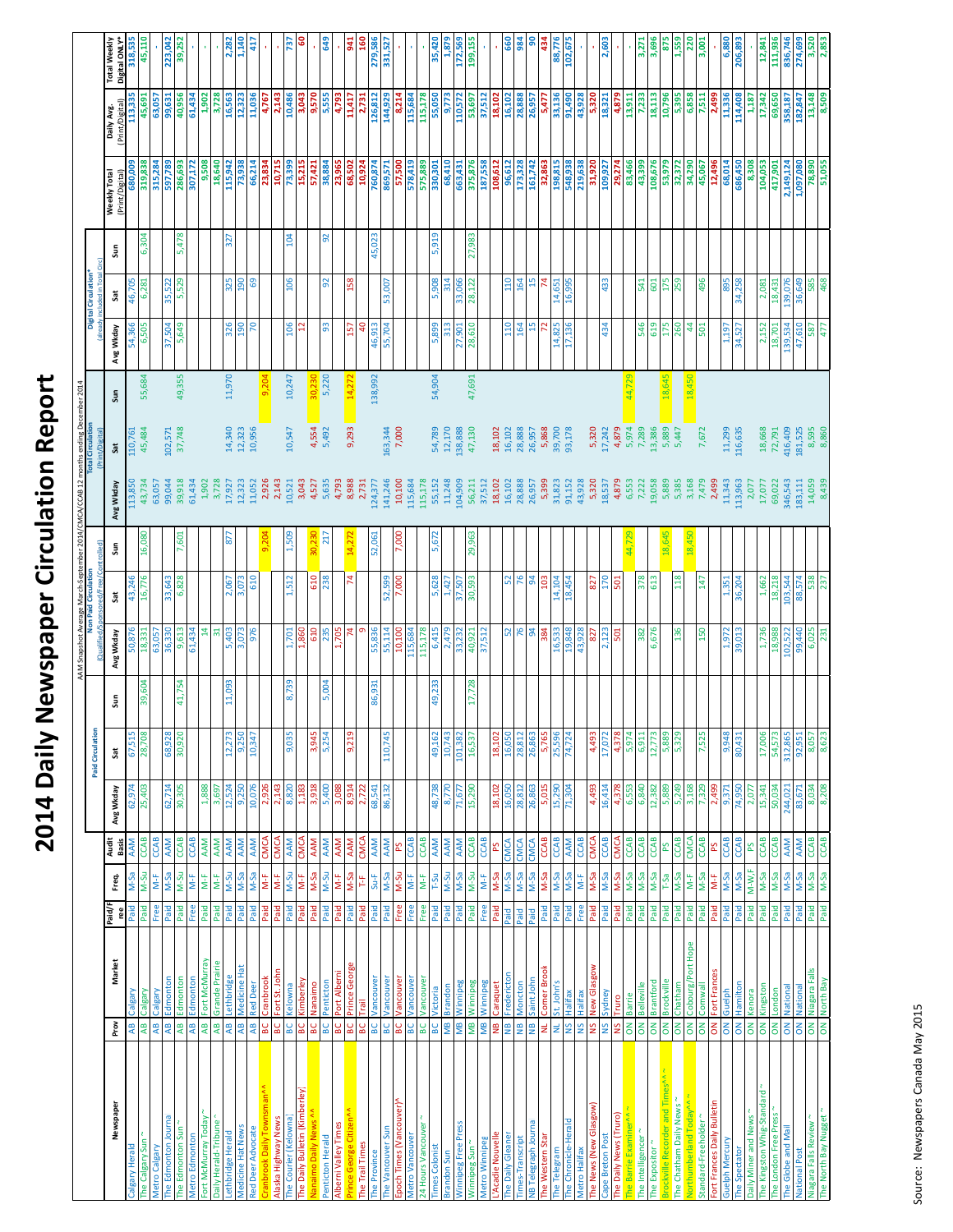# 2014 Daily Newspaper Circulation Report

AAM Snapshot Average March-September 2014/CMCA/CCAB 12 months ending December 2014

| Newspaper | Prov | Market | Paid/Free | Freq. | Audit Basis | Paid Circulation | | | Non Paid Circulation (Qualified/Sponsored/Free/Controlled) | | | Total Circulation (Print/Digital) | | | Digital Circulation* (already included in Total Circ) | | | Weekly Total (Print/Digital) | Daily Avg. (Print/Digital) | Total Weekly Digital ONLY* |
|---|---|---|---|---|---|---|---|---|---|---|---|---|---|---|---|---|---|---|---|---|
| | | | | | | Avg Wkday | Sat | Sun | Avg Wkday | Sat | Sun | Avg Wkday | Sat | Sun | Avg Wkday | Sat | Sun | | | |
| Calgary Herald | AB | Calgary | Paid | M-Sa | AAM | 62,974 | 67,515 | | 50,876 | 43,246 | | 113,850 | 110,761 | | 54,366 | 46,705 | | 680,009 | 113,335 | 318,535 |
| The Calgary Sun ^ | AB | Calgary | Paid | M-Su | CCAB | 25,403 | 28,708 | 39,604 | 18,331 | 16,776 | 16,080 | 43,734 | 45,484 | 55,684 | 6,505 | 6,281 | 6,304 | 319,838 | 45,691 | 45,110 |
| Metro Calgary | AB | Calgary | Free | M-F | CCAB | | | | 63,057 | | | 63,057 | | | | | | 315,284 | 63,057 | - |
| The Edmonton Journal | AB | Edmonton | Paid | M-Sa | AAM | 62,714 | 68,928 | | 36,330 | 33,643 | | 99,044 | 102,571 | | 37,504 | 35,522 | | 597,789 | 99,631 | 223,042 |
| The Edmonton Sun ^ | AB | Edmonton | Paid | M-Su | CCAB | 30,305 | 30,920 | 41,754 | 9,613 | 6,828 | 7,601 | 39,918 | 37,748 | 49,355 | 5,649 | 5,529 | 5,478 | 286,693 | 40,956 | 39,252 |
| Metro Edmonton | AB | Edmonton | Free | M-F | CCAB | | | | 61,434 | | | 61,434 | | | | | | 307,172 | 61,434 | - |
| Fort McMurray Today ^ | AB | Fort McMurray | Paid | M-F | AAM | 1,888 | | | 14 | | | 1,902 | | | | | | 9,508 | 1,902 | - |
| Daily Herald-Tribune ^ | AB | Grande Prairie | Paid | M-F | AAM | 3,697 | | | 31 | | | 3,728 | | | | | | 18,640 | 3,728 | - |
| Lethbridge Herald | AB | Lethbridge | Paid | M-Su | AAM | 12,524 | 12,273 | 11,093 | 5,403 | 2,067 | 877 | 17,927 | 14,340 | 11,970 | 326 | 325 | 327 | 115,942 | 16,563 | 2,282 |
| Medicine Hat News | AB | Medicine Hat | Paid | M-Sa | AAM | 9,250 | 9,250 | | 3,073 | 3,073 | | 12,323 | 12,323 | | 190 | 190 | | 73,938 | 12,323 | 1,140 |
| Red Deer Advocate | AB | Red Deer | Paid | M-Sa | AAM | 10,076 | 10,347 | | 976 | 610 | | 11,052 | 10,956 | | 70 | 69 | | 66,214 | 11,036 | 417 |
| Cranbrook Daily Townsman^^ | BC | Cranbrook | Paid | M-F | CMCA | 2,926 | | | | | 9,204 | 2,926 | | 9,204 | | | | 23,834 | 4,767 | - |
| Alaska Highway News | BC | Fort St. John | Paid | M-F | CMCA | 2,143 | | | | | | 2,143 | | | | | | 10,715 | 2,143 | - |
| The Courier (Kelowna) | BC | Kelowna | Paid | M-Su | AAM | 8,820 | 9,035 | 8,739 | 1,701 | 1,512 | 1,509 | 10,521 | 10,547 | 10,247 | 106 | 106 | 104 | 73,399 | 10,486 | 737 |
| The Daily Bulletin (Kimberley) | BC | Kimberley | Paid | M-F | CMCA | 1,183 | | | 1,860 | | | 3,043 | | | 12 | | | 15,215 | 3,043 | 60 |
| Nanaimo Daily News ^^ | BC | Nanaimo | Paid | M-Sa | AAM | 3,918 | 3,945 | | 610 | 610 | 30,230 | 4,527 | 4,554 | 30,230 | | | | 57,421 | 9,570 | - |
| Penticton Herald | BC | Penticton | Paid | M-Su | AAM | 5,400 | 5,254 | 5,004 | 235 | 238 | 217 | 5,635 | 5,492 | 5,220 | 93 | 92 | 92 | 38,884 | 5,555 | 649 |
| Alberni Valley Times | BC | Port Alberni | Paid | M-F | AAM | 3,088 | | | 1,705 | | | 4,793 | | | | | | 23,965 | 4,793 | - |
| Prince George Citizen^^ | BC | Prince George | Paid | M-Sa | AAM | 8,914 | 9,219 | | 74 | 74 | 14,272 | 8,988 | 9,293 | 14,272 | 157 | 158 | | 68,502 | 11,417 | 941 |
| The Trail Times | BC | Trail | Paid | T-F | CMCA | 2,722 | | | 9 | | | 2,731 | | | 40 | | | 10,924 | 2,731 | 160 |
| The Province | BC | Vancouver | Paid | Su-F | AAM | 68,541 | | 86,931 | 55,836 | | 52,061 | 124,377 | | 138,992 | 46,913 | | 45,023 | 760,874 | 126,812 | 279,586 |
| The Vancouver Sun | BC | Vancouver | Paid | M-Sa | AAM | 86,132 | 110,745 | | 55,114 | 52,599 | | 141,246 | 163,344 | | 55,704 | 53,007 | | 869,571 | 144,929 | 331,527 |
| Epoch Times (Vancouver)^ | BC | Vancouver | Free | M-Su | PS | | | | 10,100 | 7,000 | 7,000 | 10,100 | 7,000 | | | | | 57,500 | 8,214 | - |
| Metro Vancouver | BC | Vancouver | Free | M-F | CCAB | | | | 115,684 | | | 115,684 | | | | | | 578,419 | 115,684 | - |
| 24 Hours Vancouver ^ | BC | Vancouver | Free | M-F | CCAB | | | | 115,178 | | | 115,178 | | | | | | 575,889 | 115,178 | - |
| Times Colonist | BC | Victoria | Paid | T-Su | AAM | 48,738 | 49,162 | 49,233 | 6,415 | 5,628 | 5,672 | 55,152 | 54,789 | 54,904 | 5,899 | 5,908 | 5,919 | 330,301 | 55,050 | 35,420 |
| Brandon Sun | MB | Brandon | Paid | M-Sa | AAM | 8,770 | 10,743 | | 2,479 | 1,427 | | 11,248 | 12,170 | | 313 | 314 | | 68,410 | 9,773 | 1,879 |
| Winnipeg Free Press | MB | Winnipeg | Paid | M-Su | AAM | 71,677 | 101,382 | | 33,232 | 37,507 | | 104,909 | 138,888 | | 27,901 | 33,066 | | 663,431 | 110,572 | 172,569 |
| Winnipeg Sun ^ | MB | Winnipeg | Paid | M-Su | CCAB | 15,290 | 16,537 | 17,728 | 40,921 | 30,593 | 29,963 | 56,211 | 47,130 | 47,691 | 28,610 | 28,122 | 27,983 | 375,876 | 53,697 | 199,155 |
| Metro Winnipeg | MB | Winnipeg | Free | M-F | CCAB | | | | 37,512 | | | 37,512 | | | | | | 187,558 | 37,512 | - |
| L'Acadie Nouvelle | NB | Caraquet | Paid | M-Sa | PS | 18,102 | 18,102 | | | | | 18,102 | 18,102 | | | | | 108,612 | 18,102 | - |
| The Daily Gleaner | NB | Fredericton | Paid | M-Sa | CMCA | 16,050 | 16,050 | | 52 | 52 | | 16,102 | 16,102 | | 110 | 110 | | 96,612 | 16,102 | 660 |
| Times-Transcript | NB | Moncton | Paid | M-Sa | CMCA | 28,812 | 28,812 | | 76 | 76 | | 28,888 | 28,888 | | 164 | 164 | | 173,328 | 28,888 | 984 |
| NB Telegraph Journa | NB | Saint John | Paid | M-Sa | CMCA | 26,863 | 26,863 | | 94 | 94 | | 26,957 | 26,957 | | 15 | 15 | | 161,742 | 26,957 | 90 |
| The Western Star | NL | Corner Brook | Paid | M-Sa | CCAB | 5,015 | 5,765 | | 384 | 103 | | 5,399 | 5,868 | | 72 | 74 | | 32,863 | 5,477 | 434 |
| The Telegram | NL | St. John's | Paid | M-Sa | CCAB | 15,290 | 25,596 | | 16,533 | 14,104 | | 31,823 | 39,700 | | 14,825 | 14,651 | | 198,815 | 33,136 | 88,776 |
| The Chronicle-Herald | NS | Halifax | Paid | M-Sa | AAM | 71,304 | 74,724 | | 19,848 | 18,454 | | 91,152 | 93,178 | | 17,136 | 16,995 | | 548,938 | 91,490 | 102,675 |
| Metro Halifax | NS | Halifax | Free | M-F | CCAB | | | | 43,928 | | | 43,928 | | | | | | 219,638 | 43,928 | - |
| The News (New Glasgow) | NS | New Glasgow | Paid | M-Sa | CMCA | 4,493 | 4,493 | | 827 | 827 | | 5,320 | 5,320 | | | | | 31,920 | 5,320 | - |
| Cape Breton Post | NS | Sydney | Paid | M-Sa | CCAB | 16,414 | 17,072 | | 2,123 | 170 | | 18,537 | 17,242 | | 434 | 433 | | 109,927 | 18,321 | 2,603 |
| The Daily News (Truro) | NS | Truro | Paid | M-Sa | CMCA | 4,378 | 4,378 | | 501 | 501 | | 4,879 | 4,879 | | | | | 29,274 | 4,879 | - |
| The Barrie Examiner^^ ^ | ON | Barrie | Paid | M-Sa | CCAB | 6,553 | 5,974 | | | | 44,729 | 6,553 | 5,974 | 44,729 | | | | 83,466 | 13,911 | - |
| The Intelligencer ^ | ON | Belleville | Paid | M-Sa | CCAB | 6,840 | 6,911 | | 382 | 378 | | 7,222 | 7,289 | | 546 | 541 | | 43,399 | 7,233 | 3,271 |
| The Expositor ^ | ON | Brantford | Paid | M-Sa | CCAB | 12,382 | 12,773 | | 6,676 | 613 | | 19,058 | 13,386 | | 619 | 601 | | 108,676 | 18,113 | 3,696 |
| Brockville Recorder and Times^^ ^ | ON | Brockville | Paid | T-Sa | PS | 5,889 | 5,889 | | | | 18,645 | 5,889 | 5,889 | 18,645 | 175 | 175 | | 53,979 | 10,796 | 875 |
| The Chatham Daily News ^ | ON | Chatham | Paid | M-Sa | CCAB | 5,249 | 5,329 | | 136 | 118 | | 5,385 | 5,447 | | 260 | 259 | | 32,372 | 5,395 | 1,559 |
| Northumberland Today^^ ^ | ON | Cobourg/Port Hope | Paid | M-F | CMCA | 3,168 | | | | | 18,450 | 3,168 | | 18,450 | 44 | | | 34,290 | 6,858 | 220 |
| Standard-Freeholder ^ | ON | Cornwall | Paid | M-Sa | CCAB | 7,329 | 7,525 | | 150 | 147 | | 7,479 | 7,672 | | 501 | 496 | | 45,067 | 7,511 | 3,001 |
| Fort Frances Daily Bulletin | ON | Fort Frances | Paid | M-F | PS | 2,499 | | | | | | 2,499 | | | | | | 12,496 | 2,499 | - |
| Guelph Mercury | ON | Guelph | Paid | M-Sa | CCAB | 9,371 | 9,948 | | 1,972 | 1,351 | | 11,343 | 11,299 | | 1,197 | 895 | | 68,014 | 11,336 | 6,880 |
| The Spectator | ON | Hamilton | Paid | M-Sa | CCAB | 74,950 | 80,431 | | 39,013 | 36,204 | | 113,963 | 116,635 | | 34,527 | 34,258 | | 686,450 | 114,408 | 206,893 |
| Daily Miner and News ^ | ON | Kenora | Paid | M,W,F | PS | 2,077 | | | | | | 2,077 | | | | | | 8,308 | 1,187 | - |
| The Kingston Whig-Standard ^ | ON | Kingston | Paid | M-Sa | CCAB | 15,341 | 17,006 | | 1,736 | 1,662 | | 17,077 | 18,668 | | 2,152 | 2,081 | | 104,053 | 17,342 | 12,841 |
| The London Free Press ^ | ON | London | Paid | M-Sa | CCAB | 50,034 | 54,573 | | 18,988 | 18,218 | | 69,022 | 72,791 | | 18,701 | 18,431 | | 417,901 | 69,650 | 111,936 |
| The Globe and Mail | ON | National | Paid | M-Sa | AAM | 244,021 | 312,865 | | 102,522 | 103,544 | | 346,543 | 416,409 | | 139,534 | 139,076 | | 2,149,124 | 358,187 | 836,746 |
| National Post | ON | National | Paid | M-Sa | AAM | 83,671 | 92,951 | | 99,440 | 88,574 | | 183,111 | 181,525 | | 47,610 | 36,649 | | 1,097,080 | 182,847 | 274,699 |
| Niagara Falls Review ^ | ON | Niagara Falls | Paid | M-Sa | CCAB | 8,034 | 8,057 | | 6,025 | 538 | | 14,059 | 8,595 | | 587 | 585 | | 78,890 | 13,148 | 3,520 |
| The North Bay Nugget ^ | ON | North Bay | Paid | M-Sa | CCAB | 8,208 | 8,623 | | 231 | 237 | | 8,439 | 8,860 | | 477 | 468 | | 51,055 | 8,509 | 2,853 |

Source: Newspapers Canada May 2015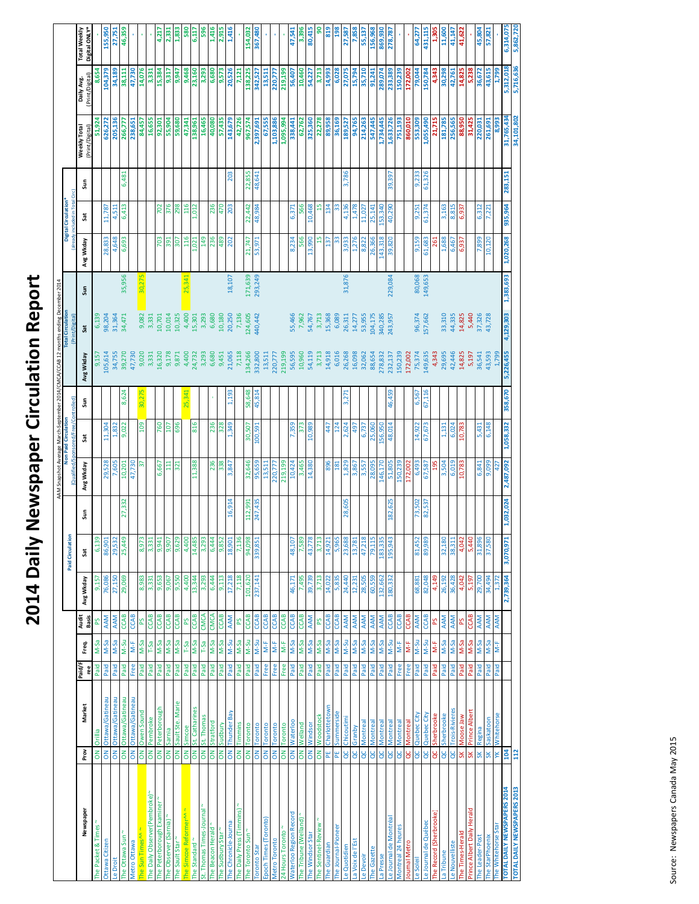# 2014 Daily Newspaper Circulation Report

AAM Snapshot Average March-September 2014/CMCA/CCAB 12 months ending December 2014

| Newspaper | Prov | Market | Paid/Free | Freq. | Audit Basis | Paid Circulation | | | Non Paid Circulation (Qualified/Sponsored/Free/Controlled) | | | Total Circulation (Print/Digital) | | | Digital Circulation* (already included in Total Circ) | | | Weekly Total (Print/Digital) | Daily Avg. (Print/Digital) | Total Weekly Digital ONLY* |
|---|---|---|---|---|---|---|---|---|---|---|---|---|---|---|---|---|---|---|---|---|
| | | | | | | Avg Wkday | Sat | Sun | Avg Wkday | Sat | Sun | Avg Wkday | Sat | Sun | Avg Wkday | Sat | Sun | | | |
| The Packet & Times ~ | ON | Orillia | Paid | M-Sa | PS | 9,157 | 6,139 | | | | | 9,157 | 6,139 | | | | | 51,924 | 8,654 | - |
| Ottawa Citizen | ON | Ottawa/Gatineau | Paid | M-Sa | AAM | 76,086 | 86,901 | | 29,528 | 11,304 | | 105,614 | 98,204 | | 28,833 | 11,787 | | 626,272 | 104,379 | 155,950 |
| Le Droit | ON | Ottawa/Gatineau | Paid | M-Sa | AAM | 27,150 | 29,532 | | 7,605 | 1,832 | | 34,755 | 31,364 | | 4,648 | 4,511 | | 205,136 | 34,189 | 27,751 |
| The Ottawa Sun ~ | ON | Ottawa/Gatineau | Paid | M-Su | CCAB | 29,069 | 25,449 | 27,332 | 10,201 | 9,022 | 8,624 | 39,270 | 34,471 | 35,956 | 6,693 | 6,413 | 6,481 | 266,777 | 38,111 | 46,359 |
| Metro Ottawa | ON | Ottawa/Gatineau | Free | M-F | CCAB | | | | 47,730 | | | 47,730 | | | | | | 238,651 | 47,730 | - |
| The Sun Times^^ ~ | ON | Owen Sound | Paid | M-Sa | PS | 8,983 | 8,973 | | 37 | 109 | 30,275 | 9,020 | 9,082 | 30,275 | | | | 84,457 | 14,076 | - |
| The Daily Observer(Pembroke)~ | ON | Pembroke | Paid | T-Sa | CCAB | 3,331 | 3,331 | | | | | 3,331 | 3,331 | | | | | 16,655 | 3,331 | - |
| The Peterborough Examiner ~ | ON | Peterborough | Paid | M-Sa | CCAB | 9,653 | 9,941 | | 6,667 | 760 | | 16,320 | 10,701 | | 703 | 702 | | 92,301 | 15,384 | 4,217 |
| The Observer (Sarnia) ~ | ON | Sarnia | Paid | M-Sa | CCAB | 9,067 | 9,907 | | 111 | 107 | | 9,178 | 10,014 | | 391 | 376 | | 55,904 | 9,317 | 2,331 |
| The Sault Star ~ | ON | Sault Ste. Marie | Paid | M-Sa | CCAB | 9,550 | 9,629 | | 321 | 696 | | 9,871 | 10,325 | | 307 | 298 | | 59,680 | 9,947 | 1,833 |
| The Simcoe Reformer^^ ~ | ON | Simcoe | Paid | T-Sa | PS | 4,400 | 4,400 | | | | 25,341 | 4,400 | 4,400 | 25,341 | 116 | 116 | | 47,341 | 9,468 | 580 |
| The Standard ~ | ON | St. Catharines | Paid | M-Sa | CCAB | 13,344 | 14,485 | | 11,388 | 816 | | 24,732 | 15,301 | | 1,021 | 1,012 | | 138,961 | 23,160 | 6,117 |
| St. Thomas Times-Journal ~ | ON | St. Thomas | Paid | T-Sa | CMCA | 3,293 | 3,293 | | | | | 3,293 | 3,293 | | 149 | | | 16,465 | 3,293 | 596 |
| The Beacon Herald ~ | ON | Stratford | Paid | M-Sa | CMCA | 6,444 | 6,444 | | 236 | 236 | - | 6,680 | 6,680 | | 236 | 236 | | 40,080 | 6,680 | 1,416 |
| The Sudbury Star ~ | ON | Sudbury | Paid | M-Sa | CCAB | 9,113 | 9,852 | | 338 | 328 | | 9,451 | 10,180 | | 489 | 470 | | 57,435 | 9,573 | 2,915 |
| The Chronicle-Journal | ON | Thunder Bay | Paid | M-Su | AAM | 17,218 | 18,901 | 16,914 | 3,847 | 1,349 | 1,193 | 21,065 | 20,250 | 18,107 | 202 | 203 | 203 | 143,679 | 20,526 | 1,416 |
| The Daily Press (Timmins) ~ | ON | Timmins | Paid | M-Sa | PS | 7,118 | 7,136 | | | | | 7,118 | 7,136 | | | | | 42,726 | 7,121 | - |
| The Toronto Sun ~ | ON | Toronto | Paid | M-Su | CCAB | 101,620 | 94,098 | 112,991 | 32,646 | 30,507 | 58,648 | 134,266 | 124,605 | 171,639 | 21,747 | 22,442 | 22,855 | 967,574 | 138,225 | 154,032 |
| Toronto Star | ON | Toronto | Paid | M-Su | CCAB | 237,141 | 339,851 | 247,435 | 95,659 | 100,591 | 45,814 | 332,800 | 440,442 | 293,249 | 53,971 | 48,984 | 48,641 | 2,397,691 | 342,527 | 367,480 |
| Epoch Times (Toronto) | ON | Toronto | Free | M-F | CCAB | | | | 13,511 | | | 13,511 | | | | | | 67,555 | 13,511 | - |
| Metro Toronto | ON | Toronto | Free | M-F | CCAB | | | | 220,777 | | | 220,777 | | | | | | 1,103,886 | 220,777 | - |
| 24 Hours Toronto ~ | ON | Toronto | Free | M-F | CCAB | | | | 219,199 | | | 219,199 | | | | | | 1,095,994 | 219,199 | - |
| Waterloo Region Record | ON | Waterloo | Paid | M-Sa | CCAB | 46,171 | 48,107 | | 10,424 | 7,359 | | 56,595 | 55,466 | | 8,234 | 6,371 | | 338,441 | 56,407 | 47,541 |
| The Tribune (Welland) ~ | ON | Welland | Paid | M-Sa | CCAB | 7,495 | 7,589 | | 3,465 | 373 | | 10,960 | 7,962 | | 566 | 566 | | 62,762 | 10,460 | 3,396 |
| The Windsor Star | ON | Windsor | Paid | M-Sa | AAM | 39,739 | 43,778 | | 14,380 | 10,989 | | 54,119 | 54,767 | | 13,990 | 10,468 | | 325,360 | 54,227 | 80,415 |
| The Sentinel-Review ~ | ON | Woodstock | Paid | M-Sa | PS | 3,713 | 3,713 | | | | | 3,713 | 3,713 | | 15 | 15 | | 22,278 | 3,713 | 90 |
| The Guardian | PE | Charlottetown | Paid | M-Sa | CCAB | 14,022 | 14,921 | | 896 | 447 | | 14,918 | 15,368 | | 137 | 134 | | 89,958 | 14,993 | 819 |
| The Journal-Pioneer | PE | Summerside | Paid | M-Sa | CCAB | 5,835 | 5,965 | | 181 | 124 | | 6,016 | 6,089 | | 33 | 33 | | 36,169 | 6,028 | 198 |
| Le Quotidien | QC | Chicoutimi | Paid | M-Su | AAM | 24,440 | 23,688 | 28,605 | 1,829 | 2,624 | 3,271 | 26,268 | 26,311 | 31,876 | 3,933 | 4,136 | 3,786 | 189,527 | 27,075 | 27,587 |
| La Voix de l'Est | QC | Granby | Paid | M-Sa | AAM | 12,231 | 13,781 | | 3,867 | 497 | | 16,098 | 14,277 | | 1,276 | 1,478 | | 94,765 | 15,794 | 7,858 |
| Le Devoir | QC | Montreal | Paid | M-Sa | AAM | 28,505 | 47,218 | | 3,557 | 6,737 | | 32,062 | 53,955 | | 8,822 | 11,027 | | 214,263 | 35,710 | 55,137 |
| The Gazette | QC | Montreal | Paid | M-Sa | AAM | 60,559 | 79,115 | | 28,095 | 25,060 | | 88,654 | 104,175 | | 26,366 | 25,141 | | 547,445 | 91,241 | 156,968 |
| La Presse | QC | Montreal | Paid | M-Sa | AAM | 132,662 | 183,335 | | 146,170 | 156,950 | | 278,832 | 340,285 | | 143,318 | 153,340 | | 1,734,445 | 289,074 | 869,930 |
| Le Journal de Montréal | QC | Montreal | Paid | M-Su | CCAB | 180,332 | 195,943 | 182,625 | 51,805 | 48,014 | 46,459 | 232,137 | 243,957 | 229,084 | 39,820 | 40,290 | 39,397 | 1,633,726 | 233,389 | 278,787 |
| Montreal 24 heures | QC | Montreal | Free | M-F | CCAB | | | | 150,239 | | | 150,239 | | | | | | 751,193 | 150,239 | - |
| Journal Metro | QC | Montreal | Free | M-F | CCAB | | | | 172,002 | | | 172,002 | | | | | | 860,010 | 172,002 | - |
| Le Soleil | QC | Quebec City | Paid | M-Su | AAM | 68,881 | 81,452 | 73,502 | 6,493 | 14,922 | 6,567 | 75,374 | 96,374 | 80,068 | 9,159 | 9,251 | 9,233 | 553,309 | 79,044 | 64,277 |
| Le Journal de Québec | QC | Quebec City | Paid | M-Su | CCAB | 82,048 | 89,989 | 82,537 | 67,587 | 67,673 | 67,116 | 149,635 | 157,662 | 149,653 | 61,683 | 61,374 | 61,326 | 1,055,490 | 150,784 | 431,115 |
| The Record (Sherbrooke) | QC | Sherbrooke | Paid | M-F | PS | 4,149 | | | 195 | | | 4,343 | | | 261 | | | 21,715 | 4,343 | 1,305 |
| La Tribune | QC | Sherbrooke | Paid | M-Sa | AAM | 26,192 | 32,180 | | 3,504 | 1,131 | | 29,695 | 33,310 | | 1,688 | 3,163 | | 181,785 | 30,298 | 11,600 |
| Le Nouvelliste | QC | Trois-Rivieres | Paid | M-Sa | AAM | 36,428 | 38,311 | | 6,019 | 6,024 | | 42,446 | 44,335 | | 6,467 | 8,815 | | 256,565 | 42,761 | 41,147 |
| The Times-Herald | SK | Moose Jaw | Paid | M-Sa | PS | 4,042 | 4,042 | | 10,783 | 10,783 | | 14,825 | 14,825 | | 6,937 | 6,937 | | 88,950 | 14,825 | 41,622 |
| Prince Albert Daily Herald | SK | Prince Albert | Paid | M-Sa | CCAB | 5,197 | 5,440 | | | | | 5,197 | 5,440 | | | | | 31,425 | 5,238 | - |
| The Leader-Post | SK | Regina | Paid | M-Sa | AAM | 29,700 | 31,896 | | 6,841 | 5,431 | | 36,541 | 37,326 | | 7,899 | 6,312 | | 220,031 | 36,672 | 45,804 |
| The StarPhoenix | SK | Saskatoon | Paid | M-Sa | AAM | 34,494 | 37,580 | | 9,099 | 6,148 | | 43,593 | 43,728 | | 10,120 | 7,221 | | 261,691 | 43,615 | 57,821 |
| The Whitehorse Star | YK | Whitehorse | Paid | M-F | AAM | 1,372 | | | 427 | | | 1,799 | | | | | | 8,993 | 1,799 | - |
| TOTAL DAILY NEWSPAPERS 2014 | 104 | | | | | 2,739,364 | 3,070,971 | 1,032,024 | 2,487,092 | 1,058,332 | 358,670 | 5,226,455 | 4,129,303 | 1,383,693 | 1,020,268 | 935,964 | 283,151 | 31,765,434 | 5,312,018 | 6,314,075 |
| TOTAL DAILY NEWSPAPERS 2013 | 112 | | | | | | | | | | | | | | | | | 34,101,802 | 5,716,636 | 5,862,720 |

Source: Newspapers Canada May 2015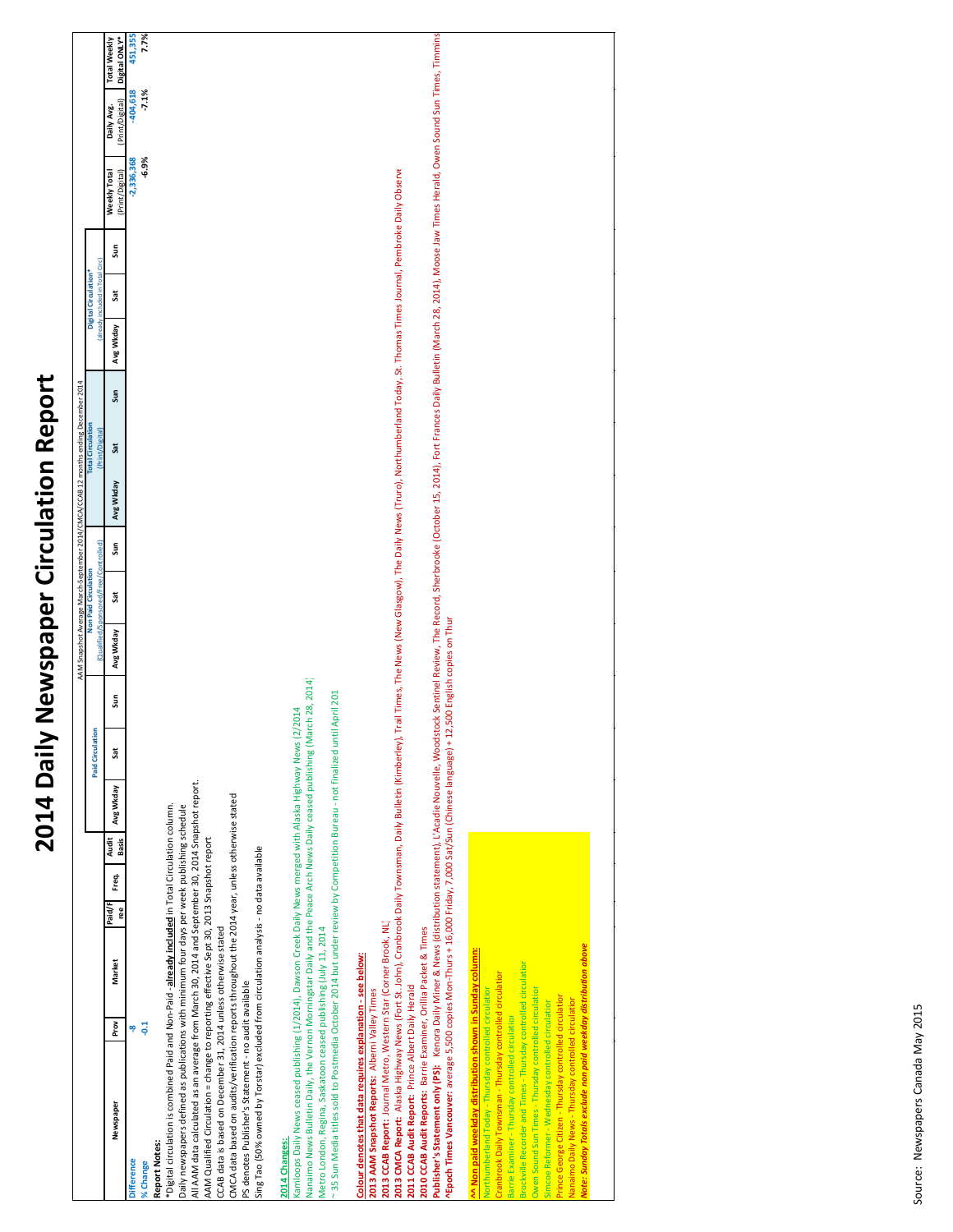# 2014 Daily Newspaper Circulation Report

| Newspaper | Prov | Market | Paid/Free | Freq. | Audit Basis | Paid Circulation | | | Non Paid Circulation (Qualified/Sponsored/Free/Controlled) | | | Total Circulation (Print/Digital) | | | Digital Circulation* (already included in Total Circ) | | | Weekly Total (Print/Digital) | Daily Avg. (Print/Digital) | Total Weekly Digital ONLY* |
|---|---|---|---|---|---|---|---|---|---|---|---|---|---|---|---|---|---|---|---|---|
| | | | | | | Avg Wkday | Sat | Sun | Avg Wkday | Sat | Sun | Avg Wkday | Sat | Sun | Avg Wkday | Sat | Sun | | | |
| Difference | -8 | | | | | | | | | | | | | | | | | -2,336,368 | -404,618 | 451,355 |
| % Change | -0.1 | | | | | | | | | | | | | | | | | -6.9% | -7.1% | 7.7% |

AAM Snapshot Average March-September 2014/CMCA/CCAB 12 months ending December 2014

**Report Notes:**

*Digital circulation is combined Paid and Non-Paid - **already included** in Total Circulation column.
Daily newspapers defined as publications with minimum four days per week publishing schedule
All AAM data calculated as an average from March 30, 2014 and September 30, 2014 Snapshot report.
AAM Qualified Circulation = change to reporting effective Sept 30, 2013 Snapshot report
CCAB data is based on December 31, 2014 unless otherwise stated
CMCA data based on audits/verification reports throughout the 2014 year, unless otherwise stated
PS denotes Publisher's Statement - no audit available
Sing Tao (50% owned by Torstar) excluded from circulation analysis - no data available

**2014 Changes:**

Kamloops Daily News ceased publishing (1/2014), Dawson Creek Daily News merged with Alaska Highway News (2/2014
Nanaimo News Bulletin Daily, the Vernon Morningstar Daily and the Peace Arch News Daily ceased publishing (March 28, 2014)
Metro London, Regina, Saskatoon ceased publishing (July 11, 2014
~35 Sun Media titles sold to Postmedia October 2014 but under review by Competition Bureau - not finalized until April 201

**Colour denotes that data requires explanation - see below:**

**2013 AAM Snapshot Reports:** Alberni Valley Times
**2013 CCAB Report:** Journal Metro, Western Star (Corner Brook, NL)
**2013 CMCA Report:** Alaska Highway News (Fort St. John), Cranbrook Daily Townsman, Daily Bulletin (Kimberley), Trail Times, The News (New Glasgow), The Daily News (Truro), Northumberland Today, St. Thomas Times Journal, Pembroke Daily Observe
**2011 CCAB Audit Report:** Prince Albert Daily Herald
**2010 CCAB Audit Reports:** Barrie Examiner, Orillia Packet & Times
**Publisher's Statement only (PS):** Kenora Daily Miner & News (distribution statement), L'Acadie Nouvelle, Woodstock Sentinel Review, The Record, Sherbrooke (October 15, 2014), Fort Frances Daily Bulletin (March 28, 2014), Moose Jaw Times Herald, Owen Sound Sun Times, Timmins
**^Epoch Times Vancouver:** average 5,500 copies Mon-Thurs + 16,000 Friday, 7,000 Sat/Sun (Chinese language) + 12,500 English copies on Thur

**^^ Non paid weekday distribution shown in Sunday column:**
Northumberland Today - Thursday controlled circulation
Cranbrook Daily Townsman - Thursday controlled circulation
Barrie Examiner - Thursday controlled circulation
Brockville Recorder and Times - Thursday controlled circulation
Owen Sound Sun Times - Thursday controlled circulation
Simcoe Reformer - Wednesday controlled circulation
Prince George Citizen - Thursday controlled circulation
Nanaimo Daily News - Thursday controlled circulation
***Note: Sunday Totals exclude non paid weekday distribution above***

Source: Newspapers Canada May 2015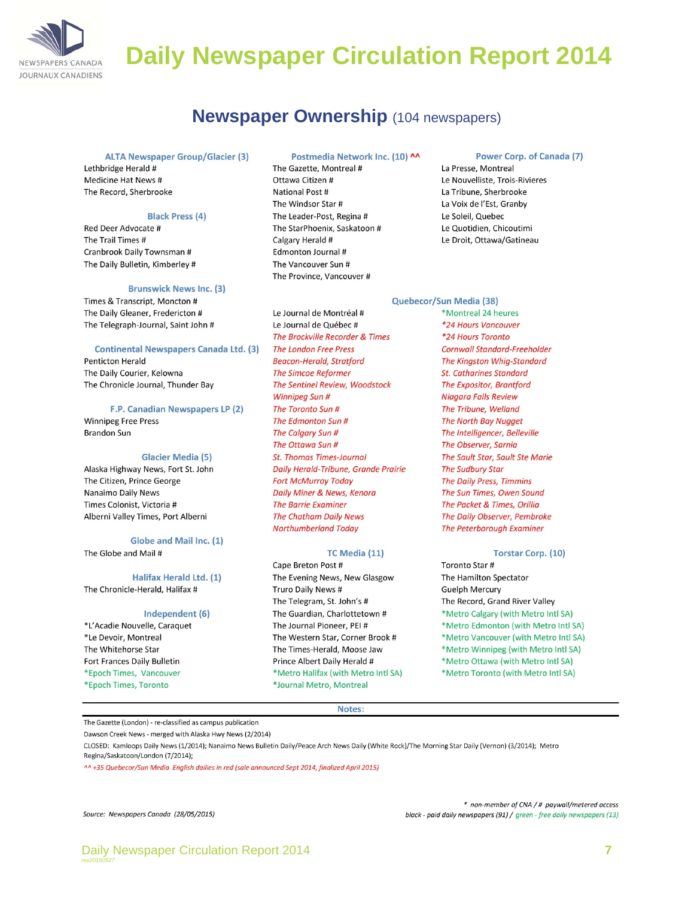# Daily Newspaper Circulation Report 2014

## Newspaper Ownership (104 newspapers)

### ALTA Newspaper Group/Glacier (3)
Lethbridge Herald #
Medicine Hat News #
The Record, Sherbrooke

### Black Press (4)
Red Deer Advocate #
The Trail Times #
Cranbrook Daily Townsman #
The Daily Bulletin, Kimberley #

### Brunswick News Inc. (3)
Times & Transcript, Moncton #
The Daily Gleaner, Fredericton #
The Telegraph-Journal, Saint John #

### Continental Newspapers Canada Ltd. (3)
Penticton Herald
The Daily Courier, Kelowna
The Chronicle Journal, Thunder Bay

### F.P. Canadian Newspapers LP (2)
Winnipeg Free Press
Brandon Sun

### Glacier Media (5)
Alaska Highway News, Fort St. John
The Citizen, Prince George
Nanaimo Daily News
Times Colonist, Victoria #
Alberni Valley Times, Port Alberni

### Globe and Mail Inc. (1)
The Globe and Mail #

### Halifax Herald Ltd. (1)
The Chronicle-Herald, Halifax #

### Independent (6)
*L'Acadie Nouvelle, Caraquet
*Le Devoir, Montreal
The Whitehorse Star
Fort Frances Daily Bulletin
*Epoch Times, Vancouver
*Epoch Times, Toronto

### Postmedia Network Inc. (10) ^^
The Gazette, Montreal #
Ottawa Citizen #
National Post #
The Windsor Star #
The Leader-Post, Regina #
The StarPhoenix, Saskatoon #
Calgary Herald #
Edmonton Journal #
The Vancouver Sun #
The Province, Vancouver #

### Power Corp. of Canada (7)
La Presse, Montreal
Le Nouvelliste, Trois-Rivieres
La Tribune, Sherbrooke
La Voix de l'Est, Granby
Le Soleil, Quebec
Le Quotidien, Chicoutimi
Le Droit, Ottawa/Gatineau

### Quebecor/Sun Media (38)
Le Journal de Montréal #
Le Journal de Québec #
*The Brockville Recorder & Times*
*The London Free Press*
*Beacon-Herald, Stratford*
*The Simcoe Reformer*
*The Sentinel Review, Woodstock*
*Winnipeg Sun #*
*The Toronto Sun #*
*The Edmonton Sun #*
*The Calgary Sun #*
*The Ottawa Sun #*
*St. Thomas Times-Journal*
*Daily Herald-Tribune, Grande Prairie*
*Fort McMurray Today*
*Daily Miner & News, Kenora*
*The Barrie Examiner*
*The Chatham Daily News*
*Northumberland Today*
*Montreal 24 heures
*\*24 Hours Vancouver*
*\*24 Hours Toronto*
*Cornwall Standard-Freeholder*
*The Kingston Whig-Standard*
*St. Catharines Standard*
*The Expositor, Brantford*
*Niagara Falls Review*
*The Tribune, Welland*
*The North Bay Nugget*
*The Intelligencer, Belleville*
*The Observer, Sarnia*
*The Sault Star, Sault Ste Marie*
*The Sudbury Star*
*The Daily Press, Timmins*
*The Sun Times, Owen Sound*
*The Packet & Times, Orillia*
*The Daily Observer, Pembroke*
*The Peterborough Examiner*

### TC Media (11)
Cape Breton Post #
The Evening News, New Glasgow
Truro Daily News #
The Telegram, St. John's #
The Guardian, Charlottetown #
The Journal Pioneer, PEI #
The Western Star, Corner Brook #
The Times-Herald, Moose Jaw
Prince Albert Daily Herald #
*Metro Halifax (with Metro Intl SA)
*Journal Metro, Montreal

### Torstar Corp. (10)
Toronto Star #
The Hamilton Spectator
Guelph Mercury
The Record, Grand River Valley
*Metro Calgary (with Metro Intl SA)
*Metro Edmonton (with Metro Intl SA)
*Metro Vancouver (with Metro Intl SA)
*Metro Winnipeg (with Metro Intl SA)
*Metro Ottawa (with Metro Intl SA)
*Metro Toronto (with Metro Intl SA)

### Notes:
The Gazette (London) - re-classified as campus publication

Dawson Creek News - merged with Alaska Hwy News (2/2014)

CLOSED: Kamloops Daily News (1/2014); Nanaimo News Bulletin Daily/Peace Arch News Daily (White Rock)/The Morning Star Daily (Vernon) (3/2014); Metro Regina/Saskatoon/London (7/2014);

*^^ +35 Quebecor/Sun Media English dailies in red (sale announced Sept 2014, finalized April 2015)*

*\* non-member of CNA / # paywall/metered access*

*black - paid daily newspapers (91) / green - free daily newspapers (13)*

*Source: Newspapers Canada (28/05/2015)*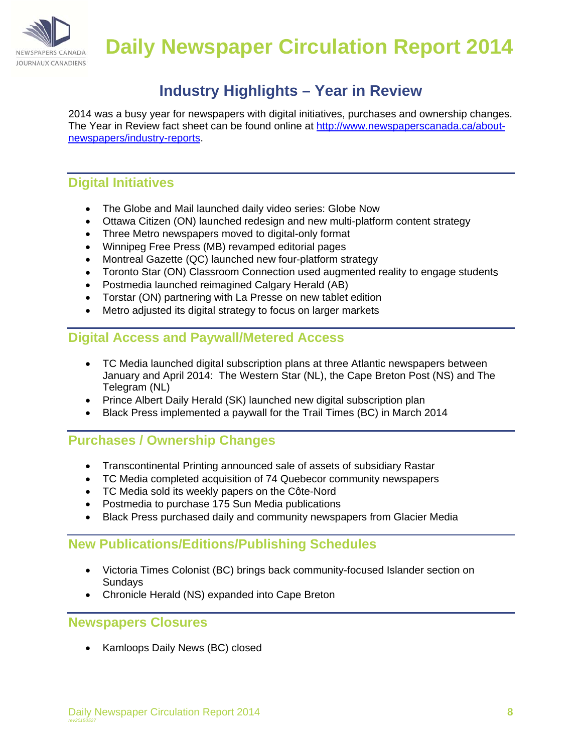# Daily Newspaper Circulation Report 2014

## Industry Highlights – Year in Review

2014 was a busy year for newspapers with digital initiatives, purchases and ownership changes. The Year in Review fact sheet can be found online at [http://www.newspaperscanada.ca/about-newspapers/industry-reports](http://www.newspaperscanada.ca/about-newspapers/industry-reports).

### Digital Initiatives

- The Globe and Mail launched daily video series: Globe Now
- Ottawa Citizen (ON) launched redesign and new multi-platform content strategy
- Three Metro newspapers moved to digital-only format
- Winnipeg Free Press (MB) revamped editorial pages
- Montreal Gazette (QC) launched new four-platform strategy
- Toronto Star (ON) Classroom Connection used augmented reality to engage students
- Postmedia launched reimagined Calgary Herald (AB)
- Torstar (ON) partnering with La Presse on new tablet edition
- Metro adjusted its digital strategy to focus on larger markets

### Digital Access and Paywall/Metered Access

- TC Media launched digital subscription plans at three Atlantic newspapers between January and April 2014: The Western Star (NL), the Cape Breton Post (NS) and The Telegram (NL)
- Prince Albert Daily Herald (SK) launched new digital subscription plan
- Black Press implemented a paywall for the Trail Times (BC) in March 2014

### Purchases / Ownership Changes

- Transcontinental Printing announced sale of assets of subsidiary Rastar
- TC Media completed acquisition of 74 Quebecor community newspapers
- TC Media sold its weekly papers on the Côte-Nord
- Postmedia to purchase 175 Sun Media publications
- Black Press purchased daily and community newspapers from Glacier Media

### New Publications/Editions/Publishing Schedules

- Victoria Times Colonist (BC) brings back community-focused Islander section on Sundays
- Chronicle Herald (NS) expanded into Cape Breton

### Newspapers Closures

- Kamloops Daily News (BC) closed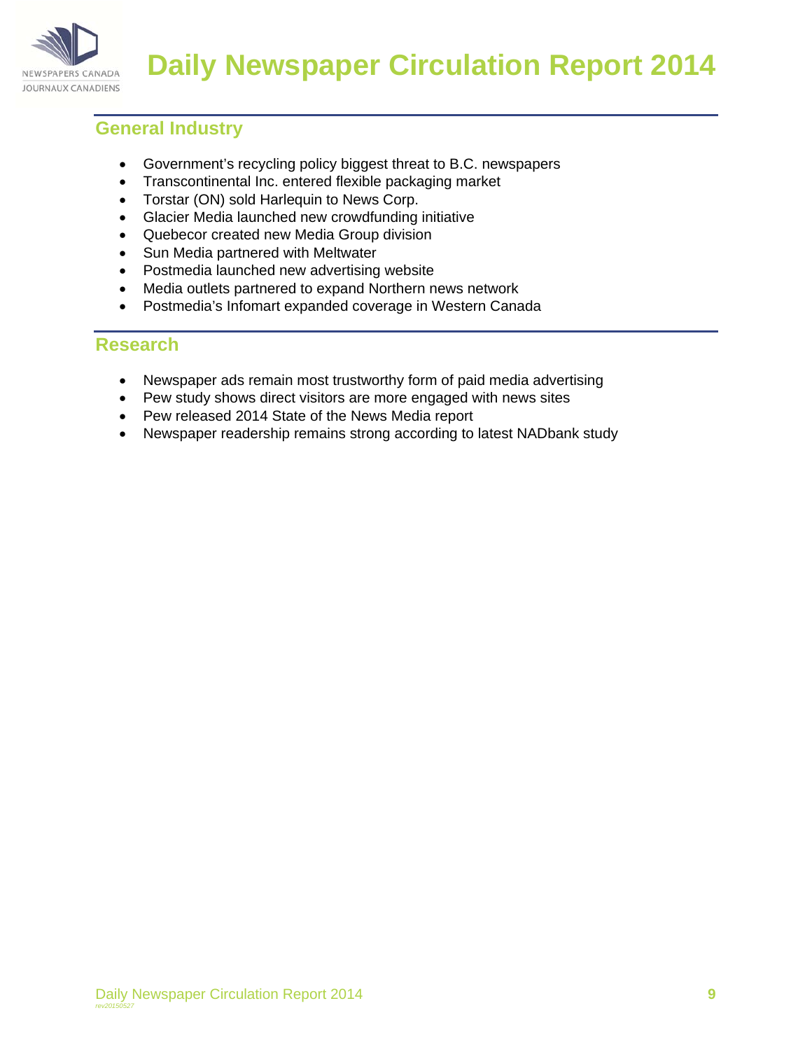## General Industry

- Government's recycling policy biggest threat to B.C. newspapers
- Transcontinental Inc. entered flexible packaging market
- Torstar (ON) sold Harlequin to News Corp.
- Glacier Media launched new crowdfunding initiative
- Quebecor created new Media Group division
- Sun Media partnered with Meltwater
- Postmedia launched new advertising website
- Media outlets partnered to expand Northern news network
- Postmedia's Infomart expanded coverage in Western Canada

## Research

- Newspaper ads remain most trustworthy form of paid media advertising
- Pew study shows direct visitors are more engaged with news sites
- Pew released 2014 State of the News Media report
- Newspaper readership remains strong according to latest NADbank study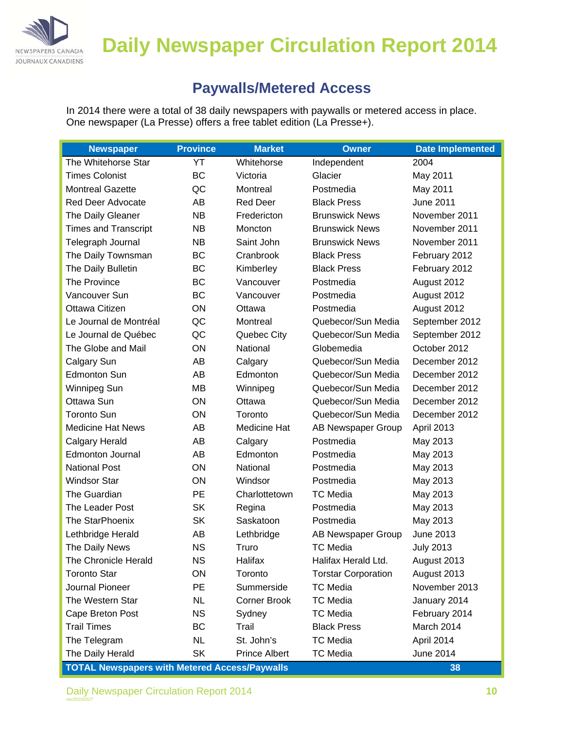# Daily Newspaper Circulation Report 2014

## Paywalls/Metered Access

In 2014 there were a total of 38 daily newspapers with paywalls or metered access in place. One newspaper (La Presse) offers a free tablet edition (La Presse+).

| Newspaper | Province | Market | Owner | Date Implemented |
|---|---|---|---|---|
| The Whitehorse Star | YT | Whitehorse | Independent | 2004 |
| Times Colonist | BC | Victoria | Glacier | May 2011 |
| Montreal Gazette | QC | Montreal | Postmedia | May 2011 |
| Red Deer Advocate | AB | Red Deer | Black Press | June 2011 |
| The Daily Gleaner | NB | Fredericton | Brunswick News | November 2011 |
| Times and Transcript | NB | Moncton | Brunswick News | November 2011 |
| Telegraph Journal | NB | Saint John | Brunswick News | November 2011 |
| The Daily Townsman | BC | Cranbrook | Black Press | February 2012 |
| The Daily Bulletin | BC | Kimberley | Black Press | February 2012 |
| The Province | BC | Vancouver | Postmedia | August 2012 |
| Vancouver Sun | BC | Vancouver | Postmedia | August 2012 |
| Ottawa Citizen | ON | Ottawa | Postmedia | August 2012 |
| Le Journal de Montréal | QC | Montreal | Quebecor/Sun Media | September 2012 |
| Le Journal de Québec | QC | Quebec City | Quebecor/Sun Media | September 2012 |
| The Globe and Mail | ON | National | Globemedia | October 2012 |
| Calgary Sun | AB | Calgary | Quebecor/Sun Media | December 2012 |
| Edmonton Sun | AB | Edmonton | Quebecor/Sun Media | December 2012 |
| Winnipeg Sun | MB | Winnipeg | Quebecor/Sun Media | December 2012 |
| Ottawa Sun | ON | Ottawa | Quebecor/Sun Media | December 2012 |
| Toronto Sun | ON | Toronto | Quebecor/Sun Media | December 2012 |
| Medicine Hat News | AB | Medicine Hat | AB Newspaper Group | April 2013 |
| Calgary Herald | AB | Calgary | Postmedia | May 2013 |
| Edmonton Journal | AB | Edmonton | Postmedia | May 2013 |
| National Post | ON | National | Postmedia | May 2013 |
| Windsor Star | ON | Windsor | Postmedia | May 2013 |
| The Guardian | PE | Charlottetown | TC Media | May 2013 |
| The Leader Post | SK | Regina | Postmedia | May 2013 |
| The StarPhoenix | SK | Saskatoon | Postmedia | May 2013 |
| Lethbridge Herald | AB | Lethbridge | AB Newspaper Group | June 2013 |
| The Daily News | NS | Truro | TC Media | July 2013 |
| The Chronicle Herald | NS | Halifax | Halifax Herald Ltd. | August 2013 |
| Toronto Star | ON | Toronto | Torstar Corporation | August 2013 |
| Journal Pioneer | PE | Summerside | TC Media | November 2013 |
| The Western Star | NL | Corner Brook | TC Media | January 2014 |
| Cape Breton Post | NS | Sydney | TC Media | February 2014 |
| Trail Times | BC | Trail | Black Press | March 2014 |
| The Telegram | NL | St. John's | TC Media | April 2014 |
| The Daily Herald | SK | Prince Albert | TC Media | June 2014 |
| **TOTAL Newspapers with Metered Access/Paywalls** | | | | **38** |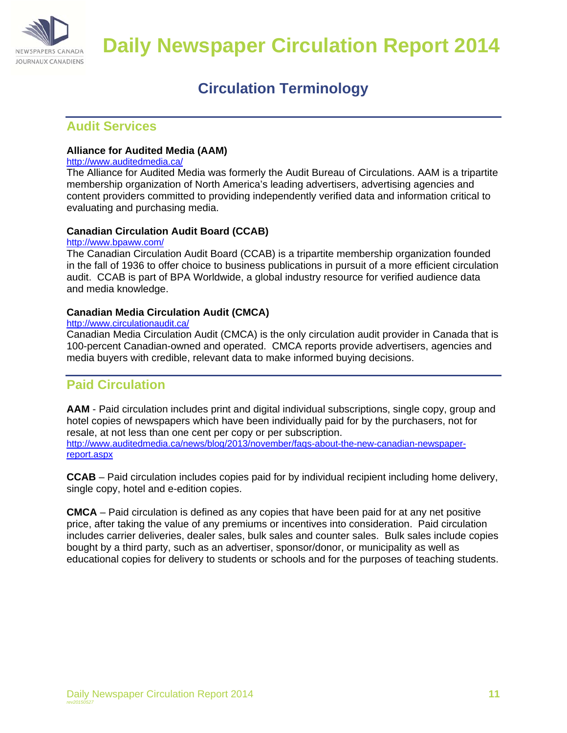# Daily Newspaper Circulation Report 2014

## Circulation Terminology

### Audit Services

**Alliance for Audited Media (AAM)**
http://www.auditedmedia.ca/
The Alliance for Audited Media was formerly the Audit Bureau of Circulations. AAM is a tripartite membership organization of North America's leading advertisers, advertising agencies and content providers committed to providing independently verified data and information critical to evaluating and purchasing media.

**Canadian Circulation Audit Board (CCAB)**
http://www.bpaww.com/
The Canadian Circulation Audit Board (CCAB) is a tripartite membership organization founded in the fall of 1936 to offer choice to business publications in pursuit of a more efficient circulation audit. CCAB is part of BPA Worldwide, a global industry resource for verified audience data and media knowledge.

**Canadian Media Circulation Audit (CMCA)**
http://www.circulationaudit.ca/
Canadian Media Circulation Audit (CMCA) is the only circulation audit provider in Canada that is 100-percent Canadian-owned and operated. CMCA reports provide advertisers, agencies and media buyers with credible, relevant data to make informed buying decisions.

### Paid Circulation

**AAM** - Paid circulation includes print and digital individual subscriptions, single copy, group and hotel copies of newspapers which have been individually paid for by the purchasers, not for resale, at not less than one cent per copy or per subscription.
http://www.auditedmedia.ca/news/blog/2013/november/faqs-about-the-new-canadian-newspaper-report.aspx

**CCAB** – Paid circulation includes copies paid for by individual recipient including home delivery, single copy, hotel and e-edition copies.

**CMCA** – Paid circulation is defined as any copies that have been paid for at any net positive price, after taking the value of any premiums or incentives into consideration. Paid circulation includes carrier deliveries, dealer sales, bulk sales and counter sales. Bulk sales include copies bought by a third party, such as an advertiser, sponsor/donor, or municipality as well as educational copies for delivery to students or schools and for the purposes of teaching students.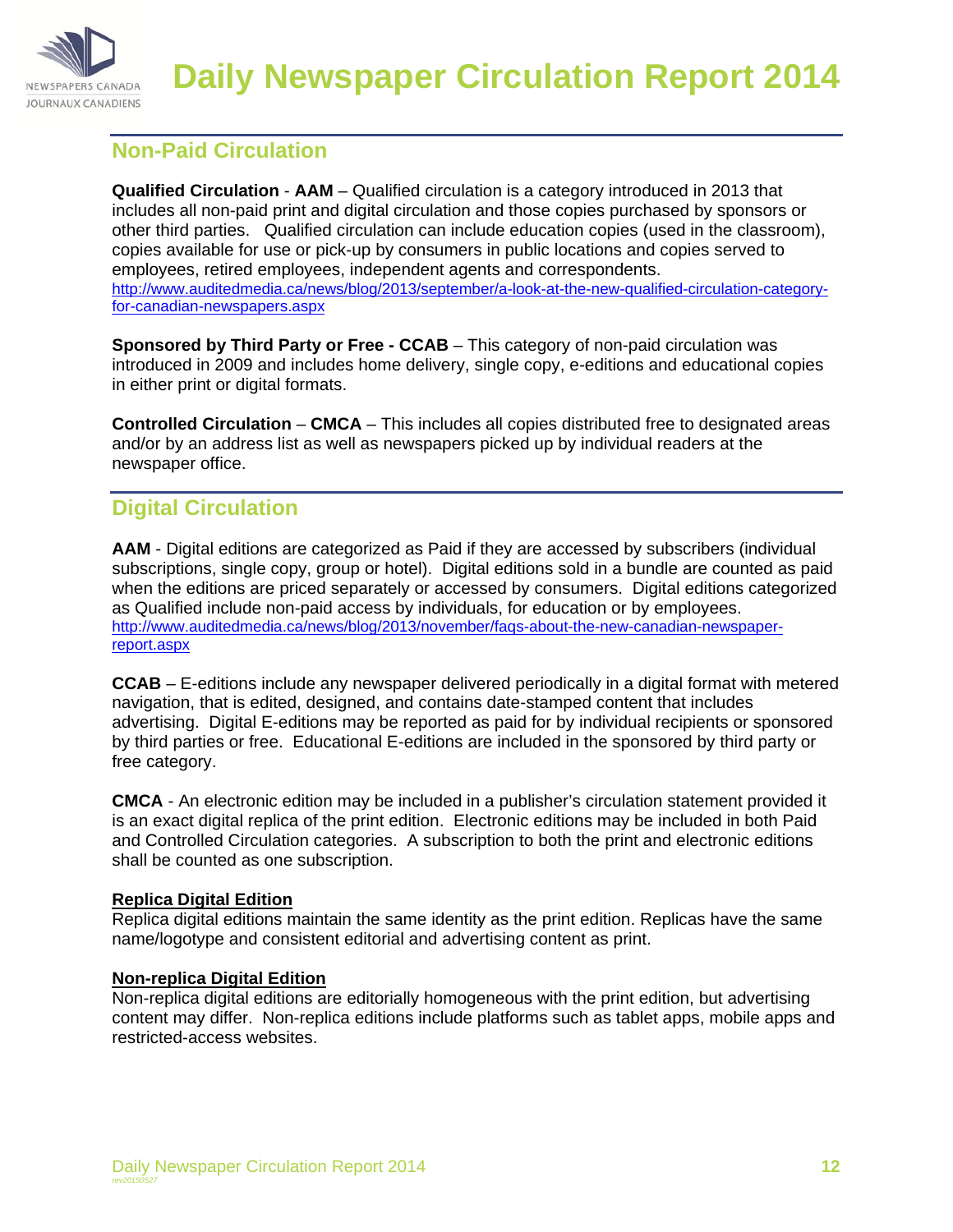## Non-Paid Circulation

**Qualified Circulation** - **AAM** – Qualified circulation is a category introduced in 2013 that includes all non-paid print and digital circulation and those copies purchased by sponsors or other third parties. Qualified circulation can include education copies (used in the classroom), copies available for use or pick-up by consumers in public locations and copies served to employees, retired employees, independent agents and correspondents.
http://www.auditedmedia.ca/news/blog/2013/september/a-look-at-the-new-qualified-circulation-category-for-canadian-newspapers.aspx

**Sponsored by Third Party or Free - CCAB** – This category of non-paid circulation was introduced in 2009 and includes home delivery, single copy, e-editions and educational copies in either print or digital formats.

**Controlled Circulation** – **CMCA** – This includes all copies distributed free to designated areas and/or by an address list as well as newspapers picked up by individual readers at the newspaper office.

## Digital Circulation

**AAM** - Digital editions are categorized as Paid if they are accessed by subscribers (individual subscriptions, single copy, group or hotel). Digital editions sold in a bundle are counted as paid when the editions are priced separately or accessed by consumers. Digital editions categorized as Qualified include non-paid access by individuals, for education or by employees.
http://www.auditedmedia.ca/news/blog/2013/november/faqs-about-the-new-canadian-newspaper-report.aspx

**CCAB** – E-editions include any newspaper delivered periodically in a digital format with metered navigation, that is edited, designed, and contains date-stamped content that includes advertising. Digital E-editions may be reported as paid for by individual recipients or sponsored by third parties or free. Educational E-editions are included in the sponsored by third party or free category.

**CMCA** - An electronic edition may be included in a publisher's circulation statement provided it is an exact digital replica of the print edition. Electronic editions may be included in both Paid and Controlled Circulation categories. A subscription to both the print and electronic editions shall be counted as one subscription.

**Replica Digital Edition**
Replica digital editions maintain the same identity as the print edition. Replicas have the same name/logotype and consistent editorial and advertising content as print.

**Non-replica Digital Edition**
Non-replica digital editions are editorially homogeneous with the print edition, but advertising content may differ. Non-replica editions include platforms such as tablet apps, mobile apps and restricted-access websites.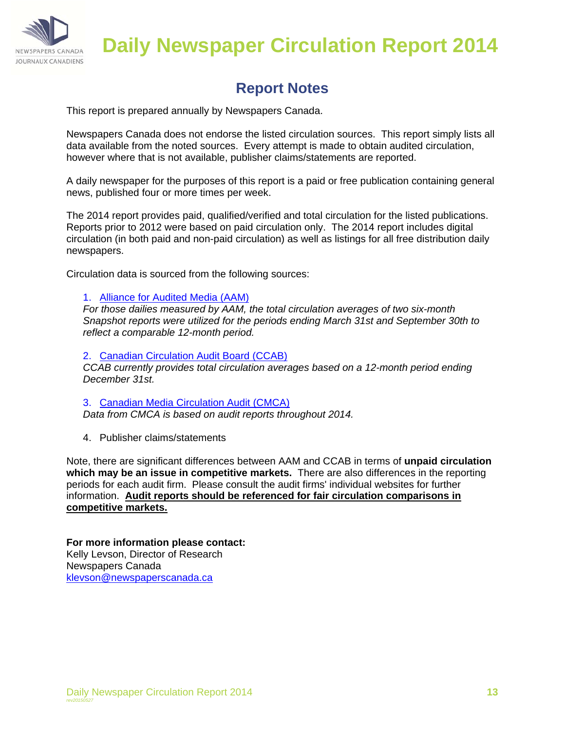# Daily Newspaper Circulation Report 2014

## Report Notes

This report is prepared annually by Newspapers Canada.

Newspapers Canada does not endorse the listed circulation sources. This report simply lists all data available from the noted sources. Every attempt is made to obtain audited circulation, however where that is not available, publisher claims/statements are reported.

A daily newspaper for the purposes of this report is a paid or free publication containing general news, published four or more times per week.

The 2014 report provides paid, qualified/verified and total circulation for the listed publications. Reports prior to 2012 were based on paid circulation only. The 2014 report includes digital circulation (in both paid and non-paid circulation) as well as listings for all free distribution daily newspapers.

Circulation data is sourced from the following sources:

1. Alliance for Audited Media (AAM)
   *For those dailies measured by AAM, the total circulation averages of two six-month Snapshot reports were utilized for the periods ending March 31st and September 30th to reflect a comparable 12-month period.*

2. Canadian Circulation Audit Board (CCAB)
   *CCAB currently provides total circulation averages based on a 12-month period ending December 31st.*

3. Canadian Media Circulation Audit (CMCA)
   *Data from CMCA is based on audit reports throughout 2014.*

4. Publisher claims/statements

Note, there are significant differences between AAM and CCAB in terms of **unpaid circulation which may be an issue in competitive markets.** There are also differences in the reporting periods for each audit firm. Please consult the audit firms' individual websites for further information. **Audit reports should be referenced for fair circulation comparisons in competitive markets.**

**For more information please contact:**
Kelly Levson, Director of Research
Newspapers Canada
klevson@newspaperscanada.ca